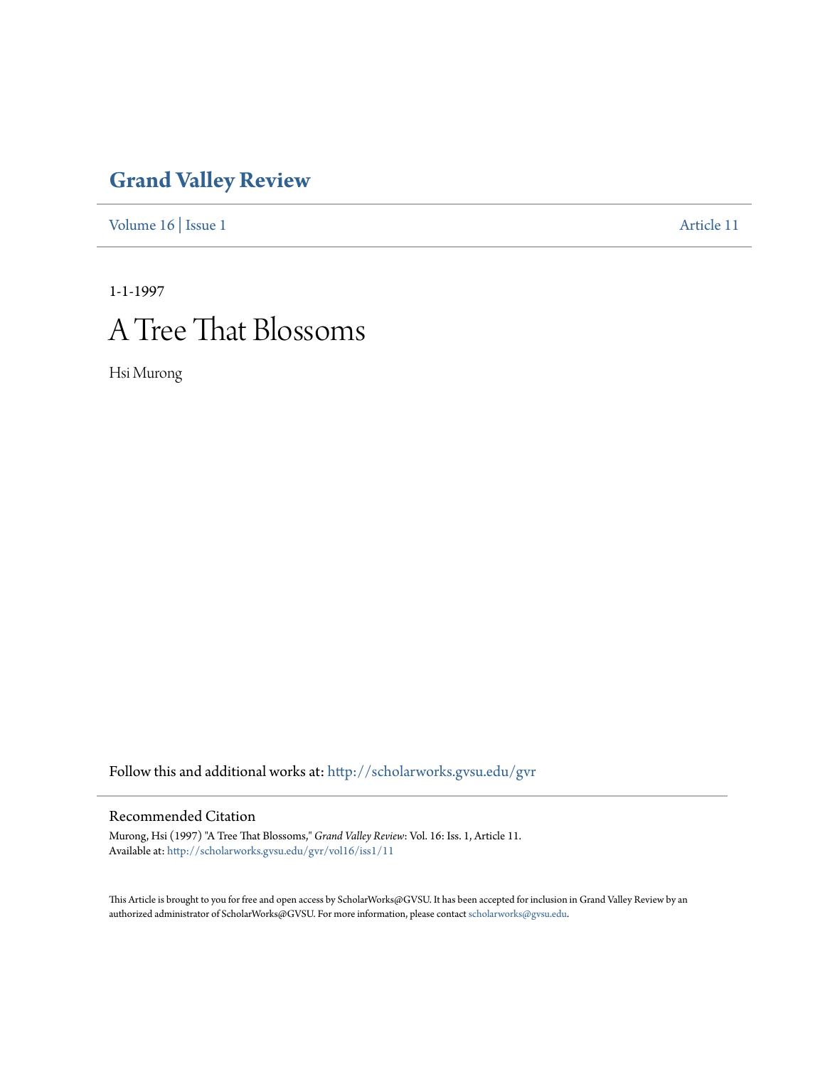# Grand Valley Review

Volume 16 | Issue 1 Article 11

1-1-1997

# A Tree That Blossoms

Hsi Murong

Follow this and additional works at: http://scholarworks.gvsu.edu/gvr

## Recommended Citation

Murong, Hsi (1997) "A Tree That Blossoms," *Grand Valley Review*: Vol. 16: Iss. 1, Article 11.
Available at: http://scholarworks.gvsu.edu/gvr/vol16/iss1/11

This Article is brought to you for free and open access by ScholarWorks@GVSU. It has been accepted for inclusion in Grand Valley Review by an authorized administrator of ScholarWorks@GVSU. For more information, please contact scholarworks@gvsu.edu.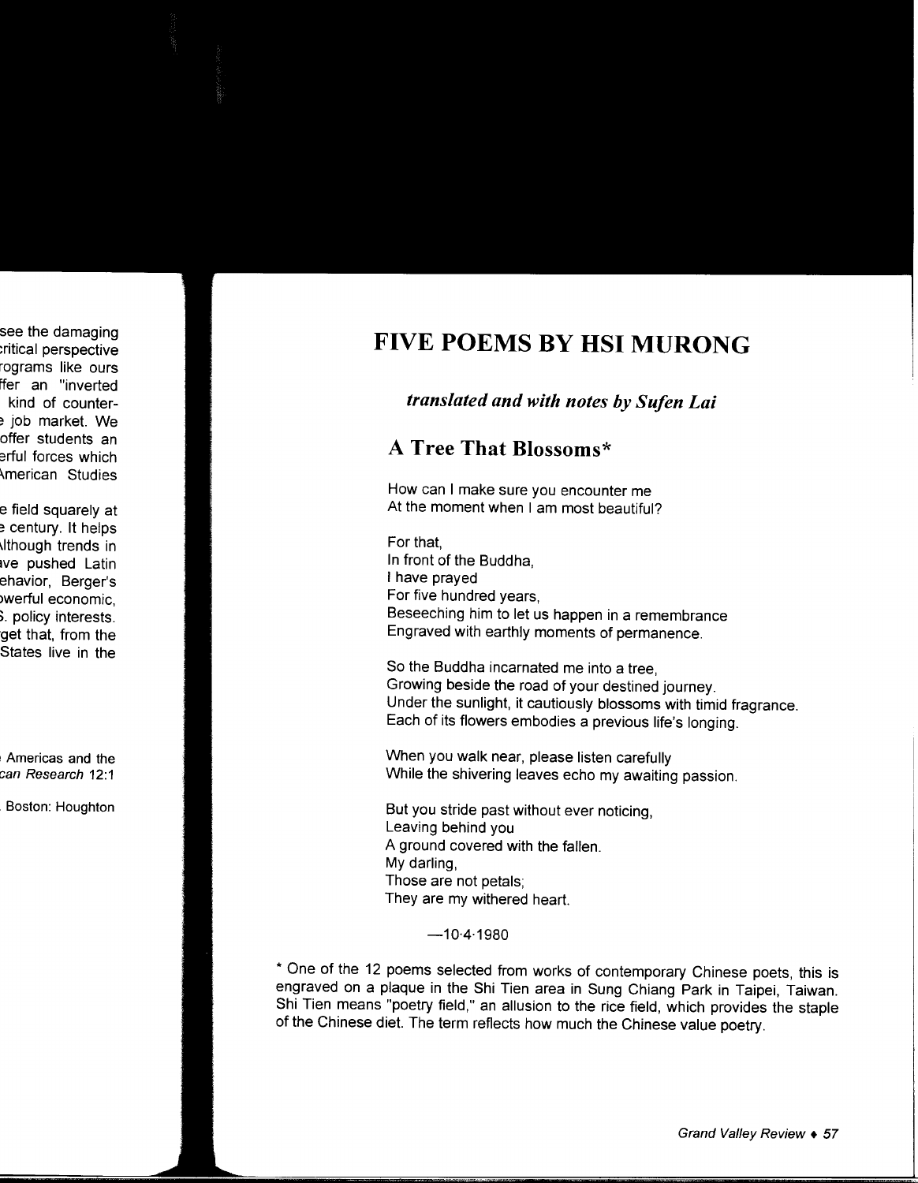# FIVE POEMS BY HSI MURONG

***translated and with notes by Sufen Lai***

## A Tree That Blossoms*

How can I make sure you encounter me
At the moment when I am most beautiful?

For that,
In front of the Buddha,
I have prayed
For five hundred years,
Beseeching him to let us happen in a remembrance
Engraved with earthly moments of permanence.

So the Buddha incarnated me into a tree,
Growing beside the road of your destined journey.
Under the sunlight, it cautiously blossoms with timid fragrance.
Each of its flowers embodies a previous life's longing.

When you walk near, please listen carefully
While the shivering leaves echo my awaiting passion.

But you stride past without ever noticing,
Leaving behind you
A ground covered with the fallen.
My darling,
Those are not petals;
They are my withered heart.

—10·4·1980

\* One of the 12 poems selected from works of contemporary Chinese poets, this is engraved on a plaque in the Shi Tien area in Sung Chiang Park in Taipei, Taiwan. Shi Tien means "poetry field," an allusion to the rice field, which provides the staple of the Chinese diet. The term reflects how much the Chinese value poetry.